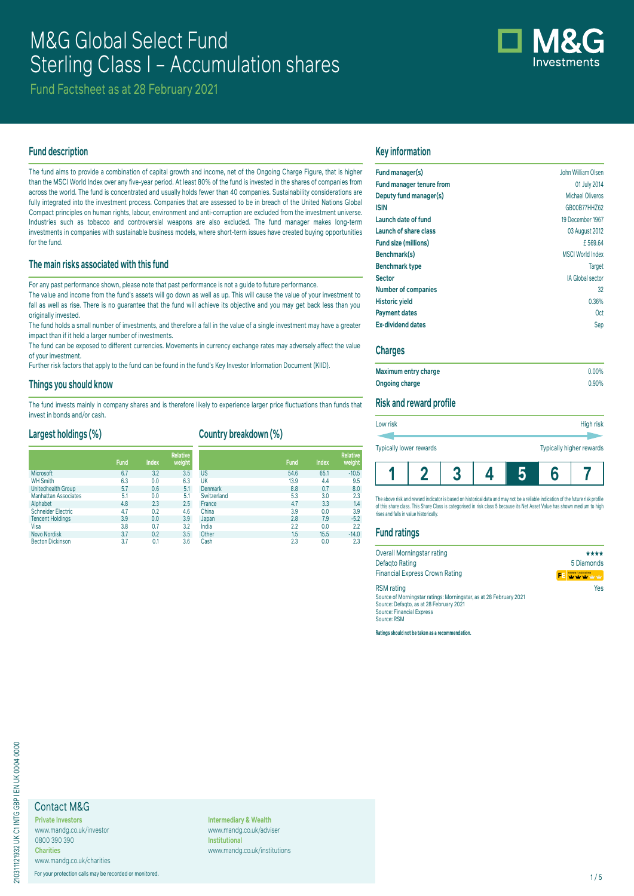# M&G Global Select Fund
# Sterling Class I – Accumulation shares

Fund Factsheet as at 28 February 2021

## Fund description

The fund aims to provide a combination of capital growth and income, net of the Ongoing Charge Figure, that is higher than the MSCI World Index over any five-year period. At least 80% of the fund is invested in the shares of companies from across the world. The fund is concentrated and usually holds fewer than 40 companies. Sustainability considerations are fully integrated into the investment process. Companies that are assessed to be in breach of the United Nations Global Compact principles on human rights, labour, environment and anti-corruption are excluded from the investment universe. Industries such as tobacco and controversial weapons are also excluded. The fund manager makes long-term investments in companies with sustainable business models, where short-term issues have created buying opportunities for the fund.

## The main risks associated with this fund

For any past performance shown, please note that past performance is not a guide to future performance.

The value and income from the fund's assets will go down as well as up. This will cause the value of your investment to fall as well as rise. There is no guarantee that the fund will achieve its objective and you may get back less than you originally invested.

The fund holds a small number of investments, and therefore a fall in the value of a single investment may have a greater impact than if it held a larger number of investments.

The fund can be exposed to different currencies. Movements in currency exchange rates may adversely affect the value of your investment.

Further risk factors that apply to the fund can be found in the fund's Key Investor Information Document (KIID).

## Things you should know

The fund invests mainly in company shares and is therefore likely to experience larger price fluctuations than funds that invest in bonds and/or cash.

## Largest holdings (%)

| | Fund | Index | Relative weight |
|---|---|---|---|
| Microsoft | 6.7 | 3.2 | 3.5 |
| WH Smith | 6.3 | 0.0 | 6.3 |
| Unitedhealth Group | 5.7 | 0.6 | 5.1 |
| Manhattan Associates | 5.1 | 0.0 | 5.1 |
| Alphabet | 4.8 | 2.3 | 2.5 |
| Schneider Electric | 4.7 | 0.2 | 4.6 |
| Tencent Holdings | 3.9 | 0.0 | 3.9 |
| Visa | 3.8 | 0.7 | 3.2 |
| Novo Nordisk | 3.7 | 0.2 | 3.5 |
| Becton Dickinson | 3.7 | 0.1 | 3.6 |

## Country breakdown (%)

| | Fund | Index | Relative weight |
|---|---|---|---|
| US | 54.6 | 65.1 | -10.5 |
| UK | 13.9 | 4.4 | 9.5 |
| Denmark | 8.8 | 0.7 | 8.0 |
| Switzerland | 5.3 | 3.0 | 2.3 |
| France | 4.7 | 3.3 | 1.4 |
| China | 3.9 | 0.0 | 3.9 |
| Japan | 2.8 | 7.9 | -5.2 |
| India | 2.2 | 0.0 | 2.2 |
| Other | 1.5 | 15.5 | -14.0 |
| Cash | 2.3 | 0.0 | 2.3 |

## Key information

| | |
|---|---|
| **Fund manager(s)** | John William Olsen |
| **Fund manager tenure from** | 01 July 2014 |
| **Deputy fund manager(s)** | Michael Oliveros |
| **ISIN** | GB00B77HHZ62 |
| **Launch date of fund** | 19 December 1967 |
| **Launch of share class** | 03 August 2012 |
| **Fund size (millions)** | £ 569.64 |
| **Benchmark(s)** | MSCI World Index |
| **Benchmark type** | Target |
| **Sector** | IA Global sector |
| **Number of companies** | 32 |
| **Historic yield** | 0.36% |
| **Payment dates** | Oct |
| **Ex-dividend dates** | Sep |

## Charges

| | |
|---|---|
| **Maximum entry charge** | 0.00% |
| **Ongoing charge** | 0.90% |

## Risk and reward profile

Low risk — High risk

Typically lower rewards — Typically higher rewards

| 1 | 2 | 3 | 4 | **5** | 6 | 7 |
|---|---|---|---|---|---|---|

The above risk and reward indicator is based on historical data and may not be a reliable indication of the future risk profile of this share class. This Share Class is categorised in risk class 5 because its Net Asset Value has shown medium to high rises and falls in value historically.

## Fund ratings

| | |
|---|---|
| Overall Morningstar rating | ★★★★ |
| Defaqto Rating | 5 Diamonds |
| Financial Express Crown Rating | 3 Crowns |
| RSM rating | Yes |

Source of Morningstar ratings: Morningstar, as at 28 February 2021
Source: Defaqto, as at 28 February 2021
Source: Financial Express
Source: RSM

**Ratings should not be taken as a recommendation.**

## Contact M&G

**Private Investors**
www.mandg.co.uk/investor
0800 390 390

**Charities**
www.mandg.co.uk/charities

**Intermediary & Wealth**
www.mandg.co.uk/adviser

**Institutional**
www.mandg.co.uk/institutions

For your protection calls may be recorded or monitored.

210311121932 UK C1 INTG GBP I EN UK 0004 0000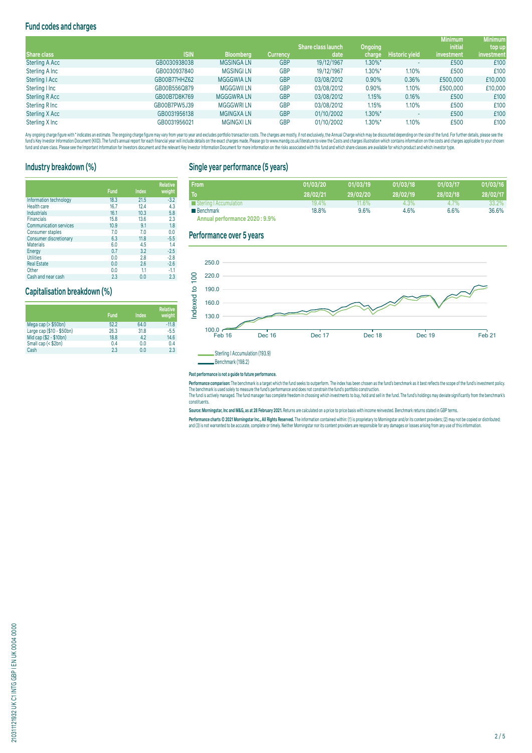## Fund codes and charges

| Share class | ISIN | Bloomberg | Currency | Share class launch date | Ongoing charge | Historic yield | Minimum initial investment | Minimum top up investment |
|---|---|---|---|---|---|---|---|---|
| Sterling A Acc | GB0030938038 | MGSINGA LN | GBP | 19/12/1967 | 1.30%* | - | £500 | £100 |
| Sterling A Inc | GB0030937840 | MGSINGI LN | GBP | 19/12/1967 | 1.30%* | 1.10% | £500 | £100 |
| Sterling I Acc | GB00B77HHZ62 | MGGGWIA LN | GBP | 03/08/2012 | 0.90% | 0.36% | £500,000 | £10,000 |
| Sterling I Inc | GB00B556Q879 | MGGGWII LN | GBP | 03/08/2012 | 0.90% | 1.10% | £500,000 | £10,000 |
| Sterling R Acc | GB00B7D8K769 | MGGGWRA LN | GBP | 03/08/2012 | 1.15% | 0.16% | £500 | £100 |
| Sterling R Inc | GB00B7PW5J39 | MGGGWRI LN | GBP | 03/08/2012 | 1.15% | 1.10% | £500 | £100 |
| Sterling X Acc | GB0031956138 | MGINGXA LN | GBP | 01/10/2002 | 1.30%* | - | £500 | £100 |
| Sterling X Inc | GB0031956021 | MGINGXI LN | GBP | 01/10/2002 | 1.30%* | 1.10% | £500 | £100 |

Any ongoing charge figure with * indicates an estimate. The ongoing charge figure may vary from year to year and excludes portfolio transaction costs. The charges are mostly, if not exclusively, the Annual Charge which may be discounted depending on the size of the fund. For further details, please see the fund's Key Investor Information Document (KIID). The fund's annual report for each financial year will include details on the exact charges made. Please go to www.mandg.co.uk/literature to view the Costs and charges illustration which contains information on the costs and charges applicable to your chosen fund and share class. Please see the Important Information for Investors document and the relevant Key Investor Information Document for more information on the risks associated with this fund and which share classes are available for which product and which investor type.

## Industry breakdown (%)

| | Fund | Index | Relative weight |
|---|---|---|---|
| Information technology | 18.3 | 21.5 | -3.2 |
| Health care | 16.7 | 12.4 | 4.3 |
| Industrials | 16.1 | 10.3 | 5.8 |
| Financials | 15.8 | 13.6 | 2.3 |
| Communication services | 10.9 | 9.1 | 1.8 |
| Consumer staples | 7.0 | 7.0 | 0.0 |
| Consumer discretionary | 6.3 | 11.8 | -5.5 |
| Materials | 6.0 | 4.5 | 1.4 |
| Energy | 0.7 | 3.2 | -2.5 |
| Utilities | 0.0 | 2.8 | -2.8 |
| Real Estate | 0.0 | 2.6 | -2.6 |
| Other | 0.0 | 1.1 | -1.1 |
| Cash and near cash | 2.3 | 0.0 | 2.3 |

## Capitalisation breakdown (%)

| | Fund | Index | Relative weight |
|---|---|---|---|
| Mega cap (> $50bn) | 52.2 | 64.0 | -11.8 |
| Large cap ($10 - $50bn) | 26.3 | 31.8 | -5.5 |
| Mid cap ($2 - $10bn) | 18.8 | 4.2 | 14.6 |
| Small cap (< $2bn) | 0.4 | 0.0 | 0.4 |
| Cash | 2.3 | 0.0 | 2.3 |

## Single year performance (5 years)

| From<br>To | 01/03/20<br>28/02/21 | 01/03/19<br>29/02/20 | 01/03/18<br>28/02/19 | 01/03/17<br>28/02/18 | 01/03/16<br>28/02/17 |
|---|---|---|---|---|---|
| Sterling I Accumulation | 19.4% | 11.6% | 4.3% | 4.7% | 33.2% |
| Benchmark | 18.8% | 9.6% | 4.6% | 6.6% | 36.6% |

**Annual performance 2020 : 9.9%**

## Performance over 5 years

Sterling I Accumulation (193.9)

Benchmark (198.2)

**Past performance is not a guide to future performance.**

**Performance comparison:** The benchmark is a target which the fund seeks to outperform. The index has been chosen as the fund's benchmark as it best reflects the scope of the fund's investment policy. The benchmark is used solely to measure the fund's performance and does not constrain the fund's portfolio construction.
The fund is actively managed. The fund manager has complete freedom in choosing which investments to buy, hold and sell in the fund. The fund's holdings may deviate significantly from the benchmark's constituents.

**Source: Morningstar, Inc and M&G, as at 28 February 2021.** Returns are calculated on a price to price basis with income reinvested. Benchmark returns stated in GBP terms.

**Performance charts © 2021 Morningstar Inc., All Rights Reserved.** The information contained within: (1) is proprietary to Morningstar and/or its content providers; (2) may not be copied or distributed; and (3) is not warranted to be accurate, complete or timely. Neither Morningstar nor its content providers are responsible for any damages or losses arising from any use of this information.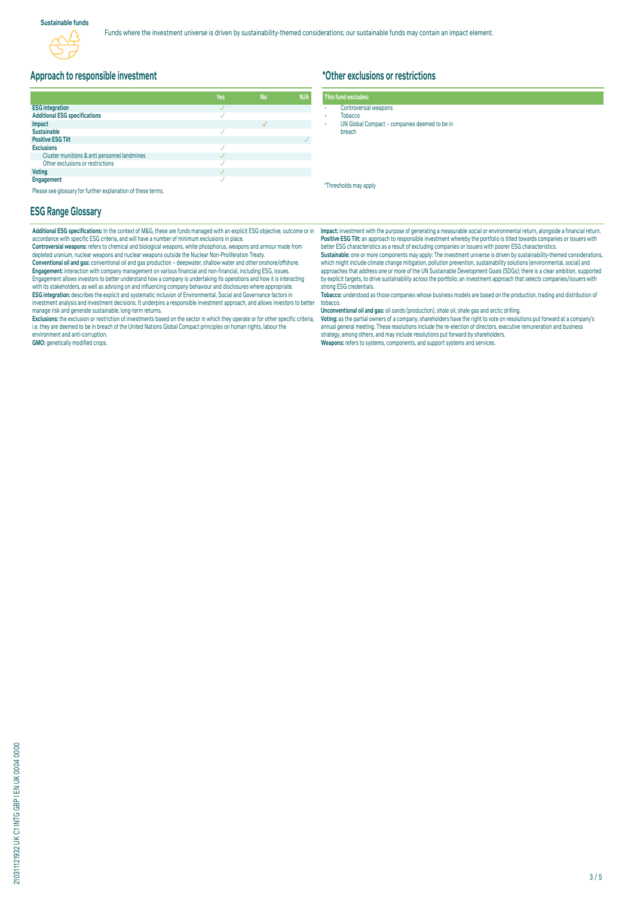**Sustainable funds**

Funds where the investment universe is driven by sustainability-themed considerations; our sustainable funds may contain an impact element.

## Approach to responsible investment

| | Yes | No | N/A |
|---|---|---|---|
| **ESG integration** | ✓ | | |
| **Additional ESG specifications** | ✓ | | |
| **Impact** | | ✓ | |
| **Sustainable** | ✓ | | |
| **Positive ESG Tilt** | | | ✓ |
| **Exclusions** | ✓ | | |
| Cluster munitions & anti personnel landmines | ✓ | | |
| Other exclusions or restrictions | ✓ | | |
| **Voting** | ✓ | | |
| **Engagement** | ✓ | | |

Please see glossary for further explanation of these terms.

## *Other exclusions or restrictions

**This fund excludes:**

- Controversial weapons
- Tobacco
- UN Global Compact – companies deemed to be in breach

*Thresholds may apply

## ESG Range Glossary

**Additional ESG specifications:** In the context of M&G, these are funds managed with an explicit ESG objective, outcome or in accordance with specific ESG criteria, and will have a number of minimum exclusions in place.

**Controversial weapons:** refers to chemical and biological weapons, white phosphorus, weapons and armour made from depleted uranium, nuclear weapons and nuclear weapons outside the Nuclear Non-Proliferation Treaty.

**Conventional oil and gas:** conventional oil and gas production – deepwater, shallow water and other onshore/offshore.

**Engagement:** interaction with company management on various financial and non-financial, including ESG, issues. Engagement allows investors to better understand how a company is undertaking its operations and how it is interacting with its stakeholders, as well as advising on and influencing company behaviour and disclosures where appropriate.

**ESG integration:** describes the explicit and systematic inclusion of Environmental, Social and Governance factors in investment analysis and investment decisions. It underpins a responsible investment approach, and allows investors to better manage risk and generate sustainable, long-term returns.

**Exclusions:** the exclusion or restriction of investments based on the sector in which they operate or for other specific criteria, i.e. they are deemed to be in breach of the United Nations Global Compact principles on human rights, labour the environment and anti-corruption.

**GMO:** genetically modified crops.

**Impact:** investment with the purpose of generating a measurable social or environmental return, alongside a financial return.

**Positive ESG Tilt:** an approach to responsible investment whereby the portfolio is tilted towards companies or issuers with better ESG characteristics as a result of excluding companies or issuers with poorer ESG characteristics.

**Sustainable:** one or more components may apply: The investment universe is driven by sustainability-themed considerations, which might include climate change mitigation, pollution prevention, sustainability solutions (environmental, social) and approaches that address one or more of the UN Sustainable Development Goals (SDGs); there is a clear ambition, supported by explicit targets, to drive sustainability across the portfolio; an investment approach that selects companies/issuers with strong ESG credentials.

**Tobacco:** understood as those companies whose business models are based on the production, trading and distribution of tobacco.

**Unconventional oil and gas:** oil sands (production), shale oil, shale gas and arctic drilling.

**Voting:** as the partial owners of a company, shareholders have the right to vote on resolutions put forward at a company's annual general meeting. These resolutions include the re-election of directors, executive remuneration and business strategy, among others, and may include resolutions put forward by shareholders.

**Weapons:** refers to systems, components, and support systems and services.

210311121932 UK C1 INTG GBP I EN UK 0004 0000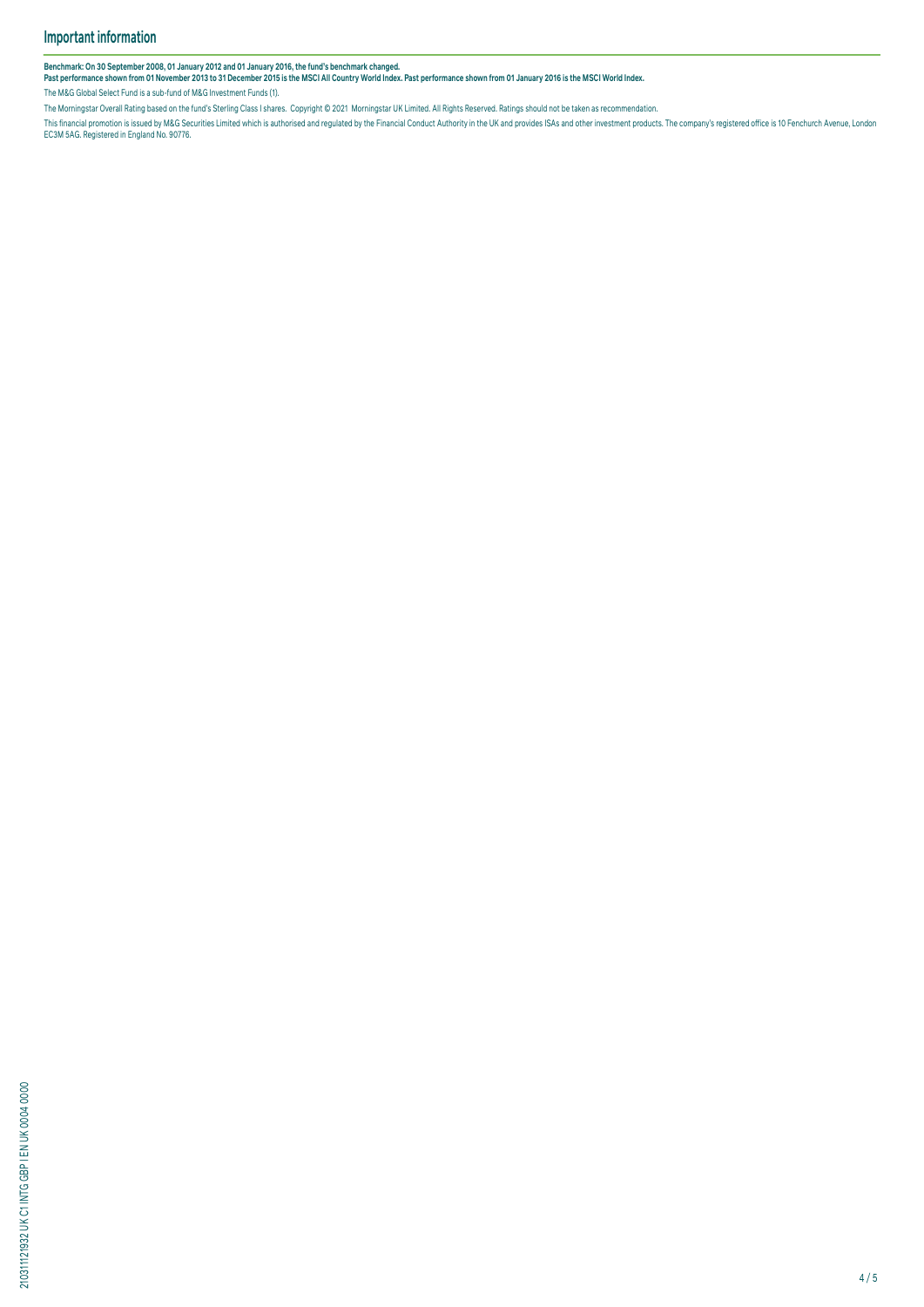## Important information

**Benchmark: On 30 September 2008, 01 January 2012 and 01 January 2016, the fund's benchmark changed.**
**Past performance shown from 01 November 2013 to 31 December 2015 is the MSCI All Country World Index. Past performance shown from 01 January 2016 is the MSCI World Index.**

The M&G Global Select Fund is a sub-fund of M&G Investment Funds (1).

The Morningstar Overall Rating based on the fund's Sterling Class I shares. Copyright © 2021 Morningstar UK Limited. All Rights Reserved. Ratings should not be taken as recommendation.

This financial promotion is issued by M&G Securities Limited which is authorised and regulated by the Financial Conduct Authority in the UK and provides ISAs and other investment products. The company's registered office is 10 Fenchurch Avenue, London EC3M 5AG. Registered in England No. 90776.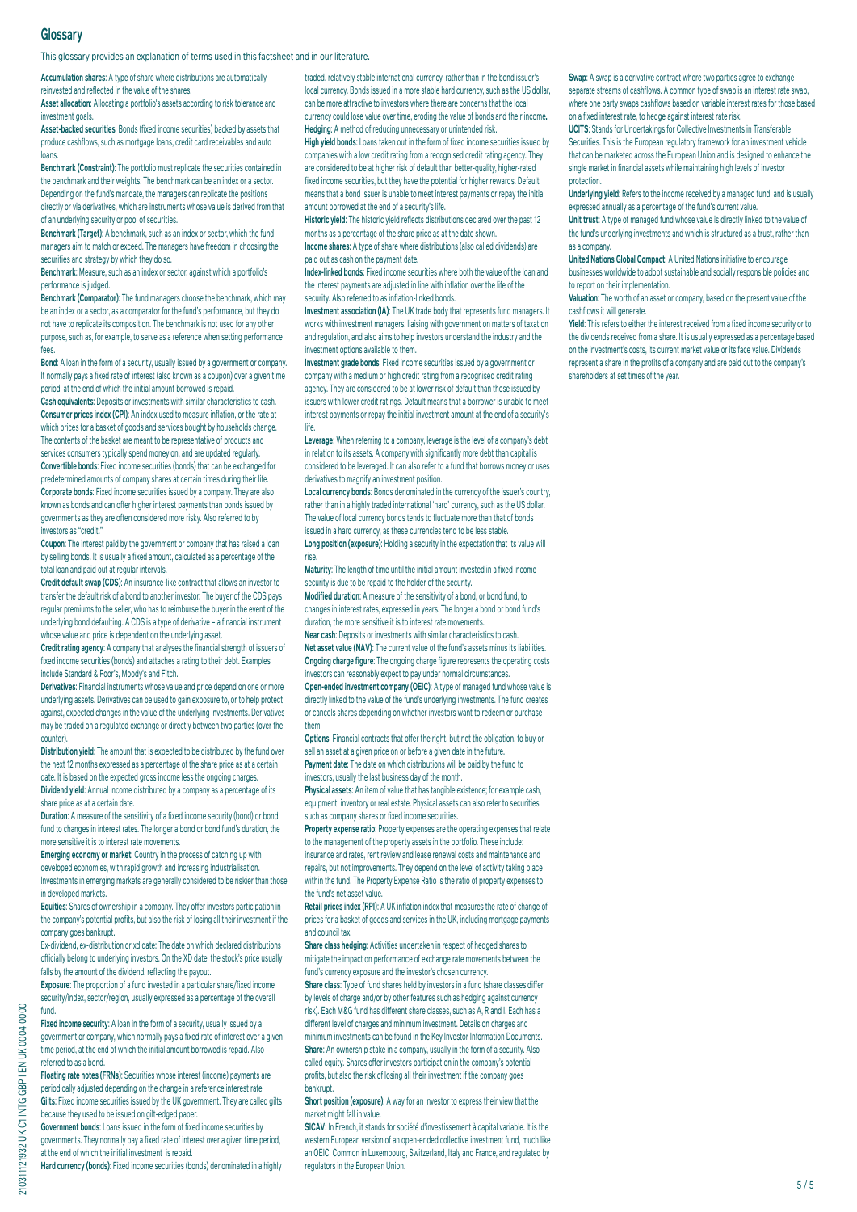## Glossary

This glossary provides an explanation of terms used in this factsheet and in our literature.

**Accumulation shares**: A type of share where distributions are automatically reinvested and reflected in the value of the shares.

**Asset allocation**: Allocating a portfolio's assets according to risk tolerance and investment goals.

**Asset-backed securities**: Bonds (fixed income securities) backed by assets that produce cashflows, such as mortgage loans, credit card receivables and auto loans.

**Benchmark (Constraint)**: The portfolio must replicate the securities contained in the benchmark and their weights. The benchmark can be an index or a sector. Depending on the fund's mandate, the managers can replicate the positions directly or via derivatives, which are instruments whose value is derived from that of an underlying security or pool of securities.

**Benchmark (Target)**: A benchmark, such as an index or sector, which the fund managers aim to match or exceed. The managers have freedom in choosing the securities and strategy by which they do so.

**Benchmark**: Measure, such as an index or sector, against which a portfolio's performance is judged.

**Benchmark (Comparator)**: The fund managers choose the benchmark, which may be an index or a sector, as a comparator for the fund's performance, but they do not have to replicate its composition. The benchmark is not used for any other purpose, such as, for example, to serve as a reference when setting performance fees.

**Bond**: A loan in the form of a security, usually issued by a government or company. It normally pays a fixed rate of interest (also known as a coupon) over a given time period, at the end of which the initial amount borrowed is repaid.

**Cash equivalents**: Deposits or investments with similar characteristics to cash.

**Consumer prices index (CPI)**: An index used to measure inflation, or the rate at which prices for a basket of goods and services bought by households change. The contents of the basket are meant to be representative of products and services consumers typically spend money on, and are updated regularly.

**Convertible bonds**: Fixed income securities (bonds) that can be exchanged for predetermined amounts of company shares at certain times during their life.

**Corporate bonds**: Fixed income securities issued by a company. They are also known as bonds and can offer higher interest payments than bonds issued by governments as they are often considered more risky. Also referred to by investors as "credit."

**Coupon**: The interest paid by the government or company that has raised a loan by selling bonds. It is usually a fixed amount, calculated as a percentage of the total loan and paid out at regular intervals.

**Credit default swap (CDS)**: An insurance-like contract that allows an investor to transfer the default risk of a bond to another investor. The buyer of the CDS pays regular premiums to the seller, who has to reimburse the buyer in the event of the underlying bond defaulting. A CDS is a type of derivative – a financial instrument whose value and price is dependent on the underlying asset.

**Credit rating agency**: A company that analyses the financial strength of issuers of fixed income securities (bonds) and attaches a rating to their debt. Examples include Standard & Poor's, Moody's and Fitch.

**Derivatives**: Financial instruments whose value and price depend on one or more underlying assets. Derivatives can be used to gain exposure to, or to help protect against, expected changes in the value of the underlying investments. Derivatives may be traded on a regulated exchange or directly between two parties (over the counter).

**Distribution yield**: The amount that is expected to be distributed by the fund over the next 12 months expressed as a percentage of the share price as at a certain date. It is based on the expected gross income less the ongoing charges.

**Dividend yield**: Annual income distributed by a company as a percentage of its share price as at a certain date.

**Duration**: A measure of the sensitivity of a fixed income security (bond) or bond fund to changes in interest rates. The longer a bond or bond fund's duration, the more sensitive it is to interest rate movements.

**Emerging economy or market**: Country in the process of catching up with developed economies, with rapid growth and increasing industrialisation. Investments in emerging markets are generally considered to be riskier than those in developed markets.

**Equities**: Shares of ownership in a company. They offer investors participation in the company's potential profits, but also the risk of losing all their investment if the company goes bankrupt.

Ex-dividend, ex-distribution or xd date: The date on which declared distributions officially belong to underlying investors. On the XD date, the stock's price usually falls by the amount of the dividend, reflecting the payout.

**Exposure**: The proportion of a fund invested in a particular share/fixed income security/index, sector/region, usually expressed as a percentage of the overall fund.

**Fixed income security**: A loan in the form of a security, usually issued by a government or company, which normally pays a fixed rate of interest over a given time period, at the end of which the initial amount borrowed is repaid. Also referred to as a bond.

**Floating rate notes (FRNs)**: Securities whose interest (income) payments are periodically adjusted depending on the change in a reference interest rate.

**Gilts**: Fixed income securities issued by the UK government. They are called gilts because they used to be issued on gilt-edged paper.

**Government bonds**: Loans issued in the form of fixed income securities by governments. They normally pay a fixed rate of interest over a given time period, at the end of which the initial investment is repaid.

**Hard currency (bonds)**: Fixed income securities (bonds) denominated in a highly traded, relatively stable international currency, rather than in the bond issuer's local currency. Bonds issued in a more stable hard currency, such as the US dollar, can be more attractive to investors where there are concerns that the local currency could lose value over time, eroding the value of bonds and their income.

**Hedging**: A method of reducing unnecessary or unintended risk.

**High yield bonds**: Loans taken out in the form of fixed income securities issued by companies with a low credit rating from a recognised credit rating agency. They are considered to be at higher risk of default than better-quality, higher-rated fixed income securities, but they have the potential for higher rewards. Default means that a bond issuer is unable to meet interest payments or repay the initial amount borrowed at the end of a security's life.

**Historic yield**: The historic yield reflects distributions declared over the past 12 months as a percentage of the share price as at the date shown.

**Income shares**: A type of share where distributions (also called dividends) are paid out as cash on the payment date.

**Index-linked bonds**: Fixed income securities where both the value of the loan and the interest payments are adjusted in line with inflation over the life of the security. Also referred to as inflation-linked bonds.

**Investment association (IA)**: The UK trade body that represents fund managers. It works with investment managers, liaising with government on matters of taxation and regulation, and also aims to help investors understand the industry and the investment options available to them.

**Investment grade bonds**: Fixed income securities issued by a government or company with a medium or high credit rating from a recognised credit rating agency. They are considered to be at lower risk of default than those issued by issuers with lower credit ratings. Default means that a borrower is unable to meet interest payments or repay the initial investment amount at the end of a security's life.

**Leverage**: When referring to a company, leverage is the level of a company's debt in relation to its assets. A company with significantly more debt than capital is considered to be leveraged. It can also refer to a fund that borrows money or uses derivatives to magnify an investment position.

**Local currency bonds**: Bonds denominated in the currency of the issuer's country, rather than in a highly traded international 'hard' currency, such as the US dollar. The value of local currency bonds tends to fluctuate more than that of bonds issued in a hard currency, as these currencies tend to be less stable.

**Long position (exposure)**: Holding a security in the expectation that its value will rise.

**Maturity**: The length of time until the initial amount invested in a fixed income security is due to be repaid to the holder of the security.

**Modified duration**: A measure of the sensitivity of a bond, or bond fund, to changes in interest rates, expressed in years. The longer a bond or bond fund's duration, the more sensitive it is to interest rate movements.

**Near cash**: Deposits or investments with similar characteristics to cash.

**Net asset value (NAV)**: The current value of the fund's assets minus its liabilities.

**Ongoing charge figure**: The ongoing charge figure represents the operating costs investors can reasonably expect to pay under normal circumstances.

**Open-ended investment company (OEIC)**: A type of managed fund whose value is directly linked to the value of the fund's underlying investments. The fund creates or cancels shares depending on whether investors want to redeem or purchase them.

**Options**: Financial contracts that offer the right, but not the obligation, to buy or sell an asset at a given price on or before a given date in the future.

**Payment date**: The date on which distributions will be paid by the fund to investors, usually the last business day of the month.

**Physical assets**: An item of value that has tangible existence; for example cash, equipment, inventory or real estate. Physical assets can also refer to securities, such as company shares or fixed income securities.

**Property expense ratio**: Property expenses are the operating expenses that relate to the management of the property assets in the portfolio. These include: insurance and rates, rent review and lease renewal costs and maintenance and repairs, but not improvements. They depend on the level of activity taking place within the fund. The Property Expense Ratio is the ratio of property expenses to the fund's net asset value.

**Retail prices index (RPI)**: A UK inflation index that measures the rate of change of prices for a basket of goods and services in the UK, including mortgage payments and council tax.

**Share class hedging**: Activities undertaken in respect of hedged shares to mitigate the impact on performance of exchange rate movements between the fund's currency exposure and the investor's chosen currency.

**Share class**: Type of fund shares held by investors in a fund (share classes differ by levels of charge and/or by other features such as hedging against currency risk). Each M&G fund has different share classes, such as A, R and I. Each has a different level of charges and minimum investment. Details on charges and minimum investments can be found in the Key Investor Information Documents.

**Share**: An ownership stake in a company, usually in the form of a security. Also called equity. Shares offer investors participation in the company's potential profits, but also the risk of losing all their investment if the company goes bankrupt.

**Short position (exposure)**: A way for an investor to express their view that the market might fall in value.

**SICAV**: In French, it stands for société d'investissement à capital variable. It is the western European version of an open-ended collective investment fund, much like an OEIC. Common in Luxembourg, Switzerland, Italy and France, and regulated by regulators in the European Union.

**Swap**: A swap is a derivative contract where two parties agree to exchange separate streams of cashflows. A common type of swap is an interest rate swap, where one party swaps cashflows based on variable interest rates for those based on a fixed interest rate, to hedge against interest rate risk.

**UCITS**: Stands for Undertakings for Collective Investments in Transferable Securities. This is the European regulatory framework for an investment vehicle that can be marketed across the European Union and is designed to enhance the single market in financial assets while maintaining high levels of investor protection.

**Underlying yield**: Refers to the income received by a managed fund, and is usually expressed annually as a percentage of the fund's current value.

**Unit trust**: A type of managed fund whose value is directly linked to the value of the fund's underlying investments and which is structured as a trust, rather than as a company.

**United Nations Global Compact**: A United Nations initiative to encourage businesses worldwide to adopt sustainable and socially responsible policies and to report on their implementation.

**Valuation**: The worth of an asset or company, based on the present value of the cashflows it will generate.

**Yield**: This refers to either the interest received from a fixed income security or to the dividends received from a share. It is usually expressed as a percentage based on the investment's costs, its current market value or its face value. Dividends represent a share in the profits of a company and are paid out to the company's shareholders at set times of the year.

210311121932 UK C1 INTG GBP I EN UK 0004 0000